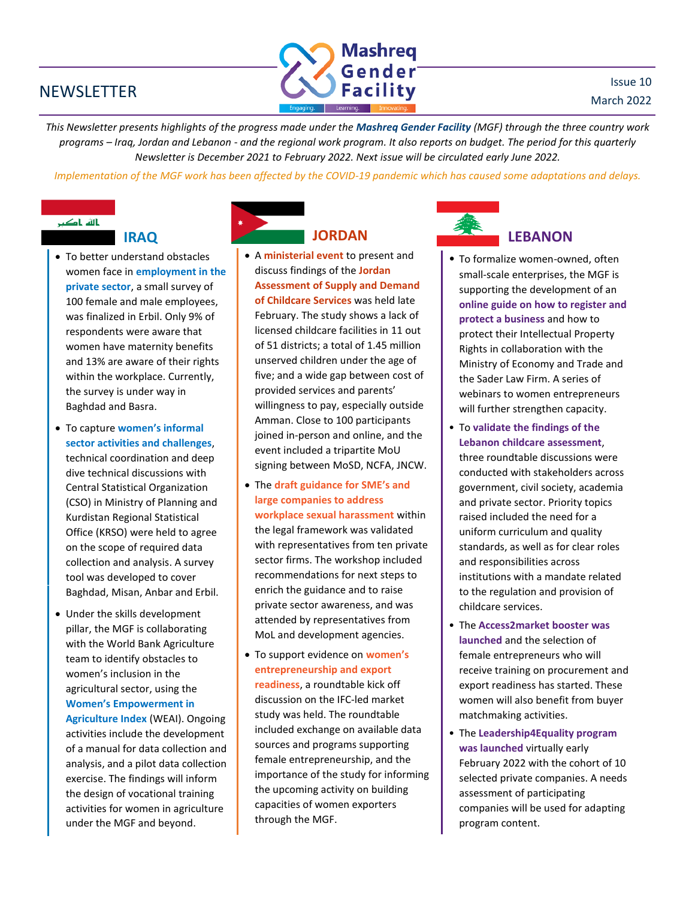# Mashreq Gender Facility

Engaging. Learning. Innovating.

NEWSLETTER

Issue 10
March 2022

*This Newsletter presents highlights of the progress made under the **Mashreq Gender Facility** (MGF) through the three country work programs – Iraq, Jordan and Lebanon - and the regional work program. It also reports on budget. The period for this quarterly Newsletter is December 2021 to February 2022. Next issue will be circulated early June 2022.*

*Implementation of the MGF work has been affected by the COVID-19 pandemic which has caused some adaptations and delays.*

## IRAQ

- To better understand obstacles women face in **employment in the private sector**, a small survey of 100 female and male employees, was finalized in Erbil. Only 9% of respondents were aware that women have maternity benefits and 13% are aware of their rights within the workplace. Currently, the survey is under way in Baghdad and Basra.
- To capture **women's informal sector activities and challenges**, technical coordination and deep dive technical discussions with Central Statistical Organization (CSO) in Ministry of Planning and Kurdistan Regional Statistical Office (KRSO) were held to agree on the scope of required data collection and analysis. A survey tool was developed to cover Baghdad, Misan, Anbar and Erbil.
- Under the skills development pillar, the MGF is collaborating with the World Bank Agriculture team to identify obstacles to women's inclusion in the agricultural sector, using the **Women's Empowerment in Agriculture Index** (WEAI). Ongoing activities include the development of a manual for data collection and analysis, and a pilot data collection exercise. The findings will inform the design of vocational training activities for women in agriculture under the MGF and beyond.

## JORDAN

- A **ministerial event** to present and discuss findings of the **Jordan Assessment of Supply and Demand of Childcare Services** was held late February. The study shows a lack of licensed childcare facilities in 11 out of 51 districts; a total of 1.45 million unserved children under the age of five; and a wide gap between cost of provided services and parents' willingness to pay, especially outside Amman. Close to 100 participants joined in-person and online, and the event included a tripartite MoU signing between MoSD, NCFA, JNCW.
- The **draft guidance for SME's and large companies to address workplace sexual harassment** within the legal framework was validated with representatives from ten private sector firms. The workshop included recommendations for next steps to enrich the guidance and to raise private sector awareness, and was attended by representatives from MoL and development agencies.
- To support evidence on **women's entrepreneurship and export readiness**, a roundtable kick off discussion on the IFC-led market study was held. The roundtable included exchange on available data sources and programs supporting female entrepreneurship, and the importance of the study for informing the upcoming activity on building capacities of women exporters through the MGF.

## LEBANON

- To formalize women-owned, often small-scale enterprises, the MGF is supporting the development of an **online guide on how to register and protect a business** and how to protect their Intellectual Property Rights in collaboration with the Ministry of Economy and Trade and the Sader Law Firm. A series of webinars to women entrepreneurs will further strengthen capacity.
- To **validate the findings of the Lebanon childcare assessment**, three roundtable discussions were conducted with stakeholders across government, civil society, academia and private sector. Priority topics raised included the need for a uniform curriculum and quality standards, as well as for clear roles and responsibilities across institutions with a mandate related to the regulation and provision of childcare services.
- The **Access2market booster was launched** and the selection of female entrepreneurs who will receive training on procurement and export readiness has started. These women will also benefit from buyer matchmaking activities.
- The **Leadership4Equality program was launched** virtually early February 2022 with the cohort of 10 selected private companies. A needs assessment of participating companies will be used for adapting program content.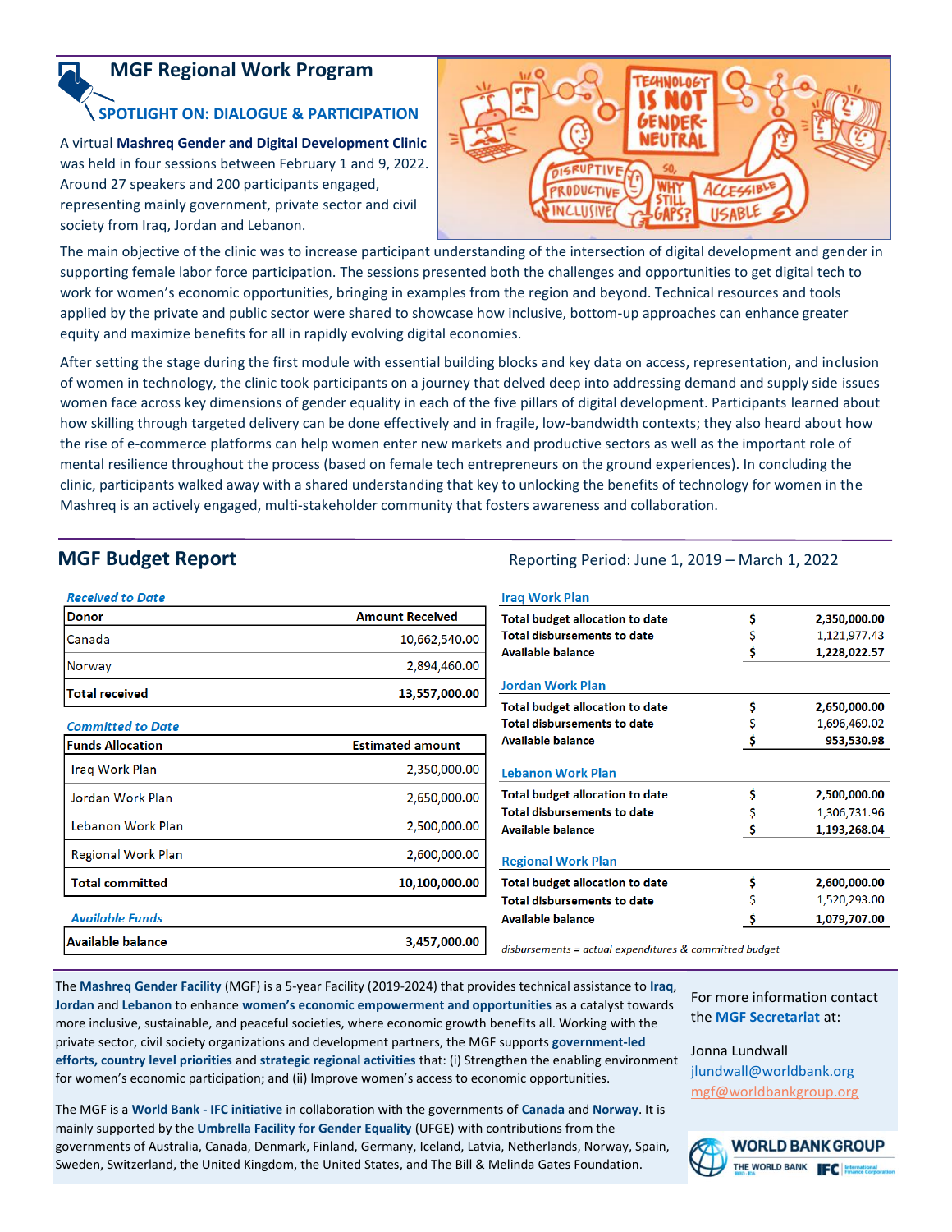## MGF Regional Work Program

### SPOTLIGHT ON: DIALOGUE & PARTICIPATION

A virtual **Mashreq Gender and Digital Development Clinic** was held in four sessions between February 1 and 9, 2022. Around 27 speakers and 200 participants engaged, representing mainly government, private sector and civil society from Iraq, Jordan and Lebanon.

The main objective of the clinic was to increase participant understanding of the intersection of digital development and gender in supporting female labor force participation. The sessions presented both the challenges and opportunities to get digital tech to work for women's economic opportunities, bringing in examples from the region and beyond. Technical resources and tools applied by the private and public sector were shared to showcase how inclusive, bottom-up approaches can enhance greater equity and maximize benefits for all in rapidly evolving digital economies.

After setting the stage during the first module with essential building blocks and key data on access, representation, and inclusion of women in technology, the clinic took participants on a journey that delved deep into addressing demand and supply side issues women face across key dimensions of gender equality in each of the five pillars of digital development. Participants learned about how skilling through targeted delivery can be done effectively and in fragile, low-bandwidth contexts; they also heard about how the rise of e-commerce platforms can help women enter new markets and productive sectors as well as the important role of mental resilience throughout the process (based on female tech entrepreneurs on the ground experiences). In concluding the clinic, participants walked away with a shared understanding that key to unlocking the benefits of technology for women in the Mashreq is an actively engaged, multi-stakeholder community that fosters awareness and collaboration.

## MGF Budget Report

Reporting Period: June 1, 2019 – March 1, 2022

*Received to Date*

| Donor | Amount Received |
|---|---|
| Canada | 10,662,540.00 |
| Norway | 2,894,460.00 |
| **Total received** | **13,557,000.00** |

*Committed to Date*

| Funds Allocation | Estimated amount |
|---|---|
| Iraq Work Plan | 2,350,000.00 |
| Jordan Work Plan | 2,650,000.00 |
| Lebanon Work Plan | 2,500,000.00 |
| Regional Work Plan | 2,600,000.00 |
| **Total committed** | **10,100,000.00** |

*Available Funds*

| | |
|---|---|
| **Available balance** | **3,457,000.00** |

**Iraq Work Plan**

| | | |
|---|---|---|
| **Total budget allocation to date** | $ | **2,350,000.00** |
| **Total disbursements to date** | $ | 1,121,977.43 |
| **Available balance** | $ | **1,228,022.57** |

**Jordan Work Plan**

| | | |
|---|---|---|
| **Total budget allocation to date** | $ | **2,650,000.00** |
| **Total disbursements to date** | $ | 1,696,469.02 |
| **Available balance** | $ | **953,530.98** |

**Lebanon Work Plan**

| | | |
|---|---|---|
| **Total budget allocation to date** | $ | **2,500,000.00** |
| **Total disbursements to date** | $ | 1,306,731.96 |
| **Available balance** | $ | **1,193,268.04** |

**Regional Work Plan**

| | | |
|---|---|---|
| **Total budget allocation to date** | $ | **2,600,000.00** |
| **Total disbursements to date** | $ | 1,520,293.00 |
| **Available balance** | $ | **1,079,707.00** |

*disbursements = actual expenditures & committed budget*

The **Mashreq Gender Facility** (MGF) is a 5-year Facility (2019-2024) that provides technical assistance to **Iraq**, **Jordan** and **Lebanon** to enhance **women's economic empowerment and opportunities** as a catalyst towards more inclusive, sustainable, and peaceful societies, where economic growth benefits all. Working with the private sector, civil society organizations and development partners, the MGF supports **government-led efforts, country level priorities** and **strategic regional activities** that: (i) Strengthen the enabling environment for women's economic participation; and (ii) Improve women's access to economic opportunities.

The MGF is a **World Bank - IFC initiative** in collaboration with the governments of **Canada** and **Norway**. It is mainly supported by the **Umbrella Facility for Gender Equality** (UFGE) with contributions from the governments of Australia, Canada, Denmark, Finland, Germany, Iceland, Latvia, Netherlands, Norway, Spain, Sweden, Switzerland, the United Kingdom, the United States, and The Bill & Melinda Gates Foundation.

For more information contact the **MGF Secretariat** at:

Jonna Lundwall
jlundwall@worldbank.org
mgf@worldbankgroup.org

WORLD BANK GROUP